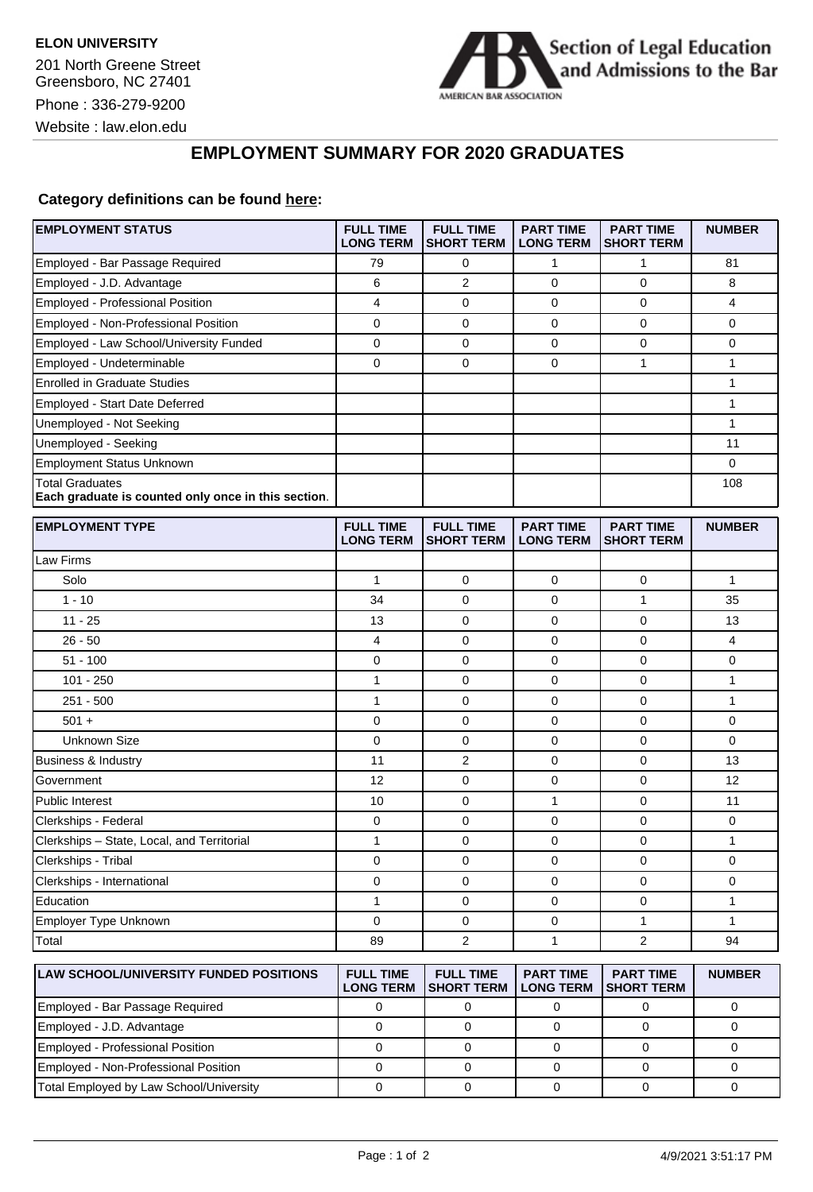**ELON UNIVERSITY**

201 North Greene Street
Greensboro, NC 27401

Phone : 336-279-9200

Website : law.elon.edu

Section of Legal Education and Admissions to the Bar

AMERICAN BAR ASSOCIATION

# EMPLOYMENT SUMMARY FOR 2020 GRADUATES

**Category definitions can be found here:**

| EMPLOYMENT STATUS | FULL TIME LONG TERM | FULL TIME SHORT TERM | PART TIME LONG TERM | PART TIME SHORT TERM | NUMBER |
|---|---|---|---|---|---|
| Employed - Bar Passage Required | 79 | 0 | 1 | 1 | 81 |
| Employed - J.D. Advantage | 6 | 2 | 0 | 0 | 8 |
| Employed - Professional Position | 4 | 0 | 0 | 0 | 4 |
| Employed - Non-Professional Position | 0 | 0 | 0 | 0 | 0 |
| Employed - Law School/University Funded | 0 | 0 | 0 | 0 | 0 |
| Employed - Undeterminable | 0 | 0 | 0 | 1 | 1 |
| Enrolled in Graduate Studies | | | | | 1 |
| Employed - Start Date Deferred | | | | | 1 |
| Unemployed - Not Seeking | | | | | 1 |
| Unemployed - Seeking | | | | | 11 |
| Employment Status Unknown | | | | | 0 |
| Total Graduates<br>**Each graduate is counted only once in this section.** | | | | | 108 |

| EMPLOYMENT TYPE | FULL TIME LONG TERM | FULL TIME SHORT TERM | PART TIME LONG TERM | PART TIME SHORT TERM | NUMBER |
|---|---|---|---|---|---|
| Law Firms | | | | | |
| Solo | 1 | 0 | 0 | 0 | 1 |
| 1 - 10 | 34 | 0 | 0 | 1 | 35 |
| 11 - 25 | 13 | 0 | 0 | 0 | 13 |
| 26 - 50 | 4 | 0 | 0 | 0 | 4 |
| 51 - 100 | 0 | 0 | 0 | 0 | 0 |
| 101 - 250 | 1 | 0 | 0 | 0 | 1 |
| 251 - 500 | 1 | 0 | 0 | 0 | 1 |
| 501 + | 0 | 0 | 0 | 0 | 0 |
| Unknown Size | 0 | 0 | 0 | 0 | 0 |
| Business & Industry | 11 | 2 | 0 | 0 | 13 |
| Government | 12 | 0 | 0 | 0 | 12 |
| Public Interest | 10 | 0 | 1 | 0 | 11 |
| Clerkships - Federal | 0 | 0 | 0 | 0 | 0 |
| Clerkships – State, Local, and Territorial | 1 | 0 | 0 | 0 | 1 |
| Clerkships - Tribal | 0 | 0 | 0 | 0 | 0 |
| Clerkships - International | 0 | 0 | 0 | 0 | 0 |
| Education | 1 | 0 | 0 | 0 | 1 |
| Employer Type Unknown | 0 | 0 | 0 | 1 | 1 |
| Total | 89 | 2 | 1 | 2 | 94 |

| LAW SCHOOL/UNIVERSITY FUNDED POSITIONS | FULL TIME LONG TERM | FULL TIME SHORT TERM | PART TIME LONG TERM | PART TIME SHORT TERM | NUMBER |
|---|---|---|---|---|---|
| Employed - Bar Passage Required | 0 | 0 | 0 | 0 | 0 |
| Employed - J.D. Advantage | 0 | 0 | 0 | 0 | 0 |
| Employed - Professional Position | 0 | 0 | 0 | 0 | 0 |
| Employed - Non-Professional Position | 0 | 0 | 0 | 0 | 0 |
| Total Employed by Law School/University | 0 | 0 | 0 | 0 | 0 |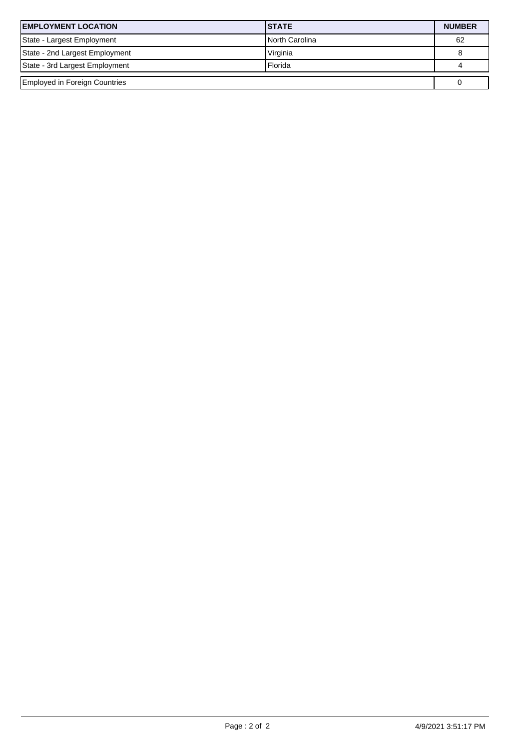| EMPLOYMENT LOCATION | STATE | NUMBER |
|---|---|---|
| State - Largest Employment | North Carolina | 62 |
| State - 2nd Largest Employment | Virginia | 8 |
| State - 3rd Largest Employment | Florida | 4 |
| Employed in Foreign Countries | | 0 |